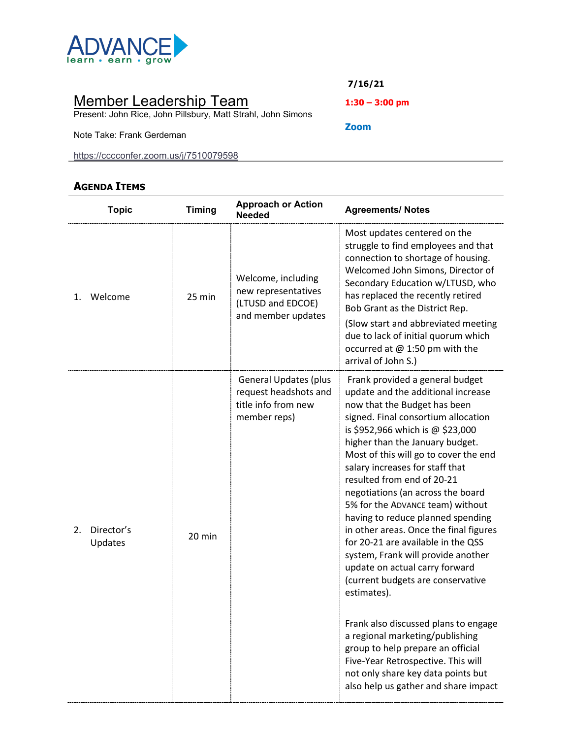ADVANCE
learn • earn • grow

7/16/21

1:30 – 3:00 pm

Zoom

# Member Leadership Team

Present: John Rice, John Pillsbury, Matt Strahl, John Simons

Note Take: Frank Gerdeman

https://cccconfer.zoom.us/j/7510079598

## AGENDA ITEMS

| Topic | Timing | Approach or Action Needed | Agreements/ Notes |
|---|---|---|---|
| 1. Welcome | 25 min | Welcome, including new representatives (LTUSD and EDCOE) and member updates | Most updates centered on the struggle to find employees and that connection to shortage of housing. Welcomed John Simons, Director of Secondary Education w/LTUSD, who has replaced the recently retired Bob Grant as the District Rep.<br><br>(Slow start and abbreviated meeting due to lack of initial quorum which occurred at @ 1:50 pm with the arrival of John S.) |
| 2. Director's Updates | 20 min | General Updates (plus request headshots and title info from new member reps) | Frank provided a general budget update and the additional increase now that the Budget has been signed. Final consortium allocation is $952,966 which is @ $23,000 higher than the January budget. Most of this will go to cover the end salary increases for staff that resulted from end of 20-21 negotiations (an across the board 5% for the ADVANCE team) without having to reduce planned spending in other areas. Once the final figures for 20-21 are available in the QSS system, Frank will provide another update on actual carry forward (current budgets are conservative estimates).<br><br>Frank also discussed plans to engage a regional marketing/publishing group to help prepare an official Five-Year Retrospective. This will not only share key data points but also help us gather and share impact |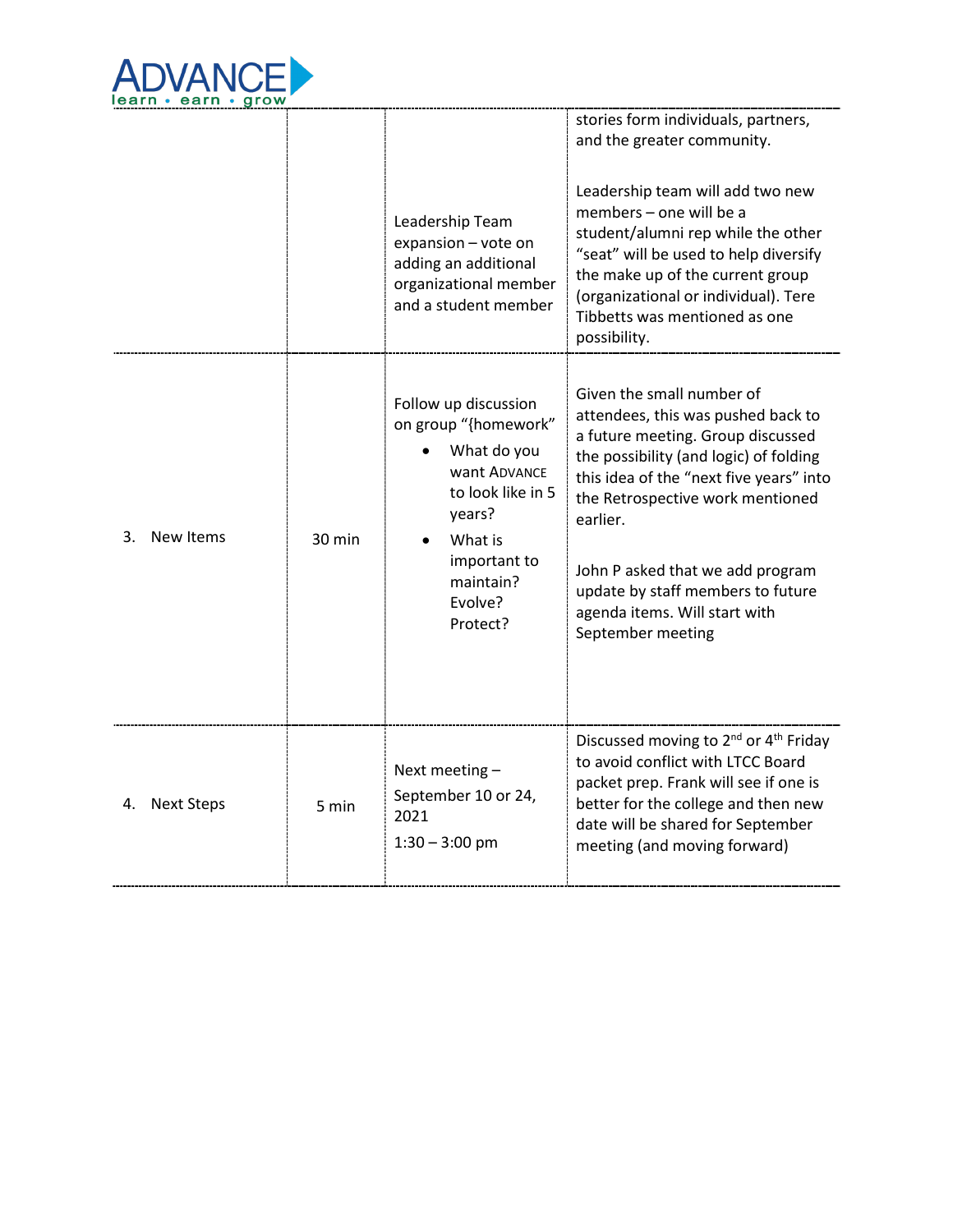| | | | |
|---|---|---|---|
| | | Leadership Team expansion – vote on adding an additional organizational member and a student member | stories form individuals, partners, and the greater community.<br><br>Leadership team will add two new members – one will be a student/alumni rep while the other "seat" will be used to help diversify the make up of the current group (organizational or individual). Tere Tibbetts was mentioned as one possibility. |
| 3. New Items | 30 min | Follow up discussion on group "{homework"<br>• What do you want ADVANCE to look like in 5 years?<br>• What is important to maintain? Evolve? Protect? | Given the small number of attendees, this was pushed back to a future meeting. Group discussed the possibility (and logic) of folding this idea of the "next five years" into the Retrospective work mentioned earlier.<br><br>John P asked that we add program update by staff members to future agenda items. Will start with September meeting |
| 4. Next Steps | 5 min | Next meeting – September 10 or 24, 2021<br>1:30 – 3:00 pm | Discussed moving to 2nd or 4th Friday to avoid conflict with LTCC Board packet prep. Frank will see if one is better for the college and then new date will be shared for September meeting (and moving forward) |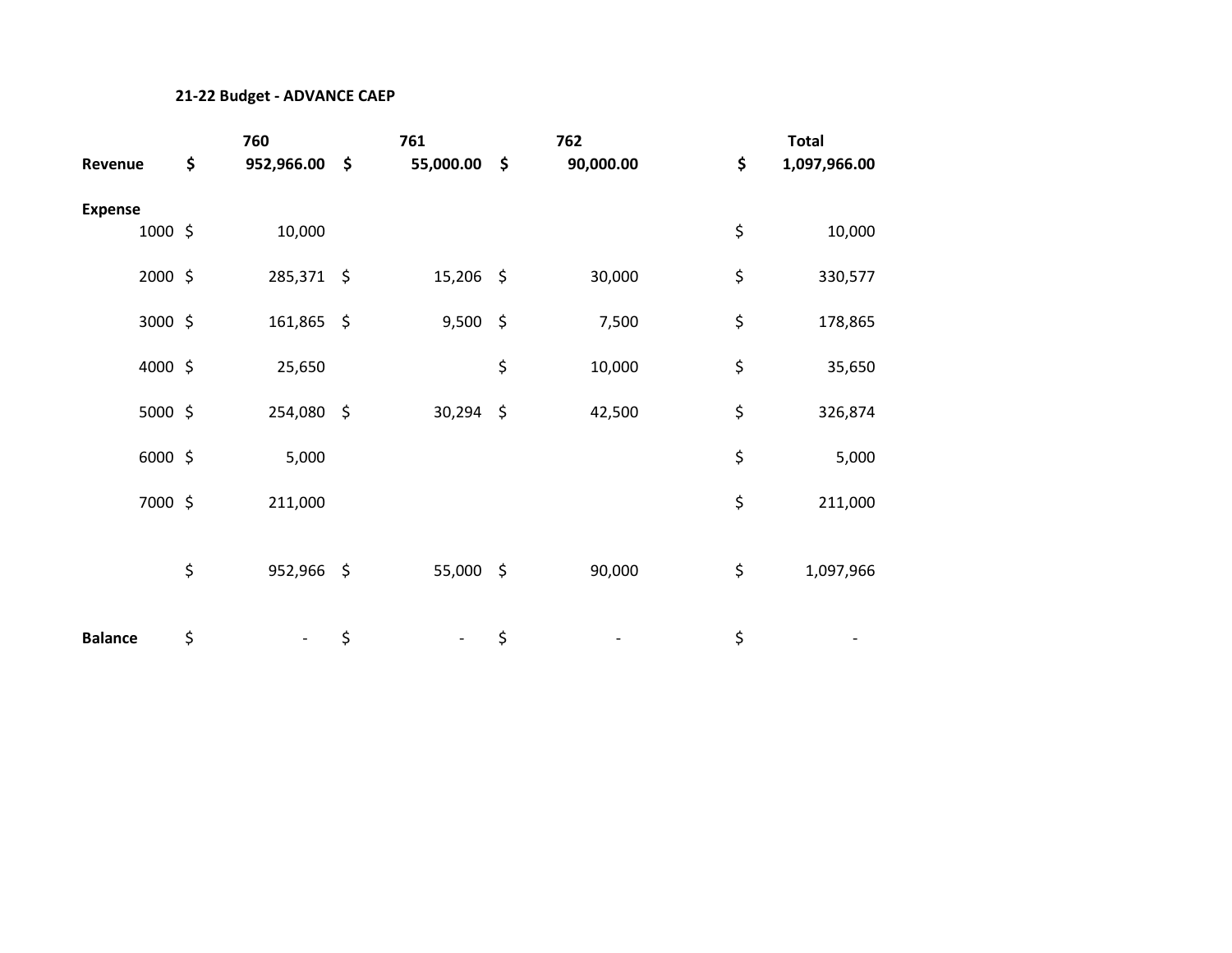**21-22 Budget - ADVANCE CAEP**

| | 760 | 761 | 762 | Total |
|---|---|---|---|---|
| **Revenue** | **$ 952,966.00** | **$ 55,000.00** | **$ 90,000.00** | **$ 1,097,966.00** |
| **Expense** | | | | |
| 1000 | $ 10,000 | | | $ 10,000 |
| 2000 | $ 285,371 | $ 15,206 | $ 30,000 | $ 330,577 |
| 3000 | $ 161,865 | $ 9,500 | $ 7,500 | $ 178,865 |
| 4000 | $ 25,650 | | $ 10,000 | $ 35,650 |
| 5000 | $ 254,080 | $ 30,294 | $ 42,500 | $ 326,874 |
| 6000 | $ 5,000 | | | $ 5,000 |
| 7000 | $ 211,000 | | | $ 211,000 |
| | $ 952,966 | $ 55,000 | $ 90,000 | $ 1,097,966 |
| **Balance** | $ - | $ - | $ - | $ - |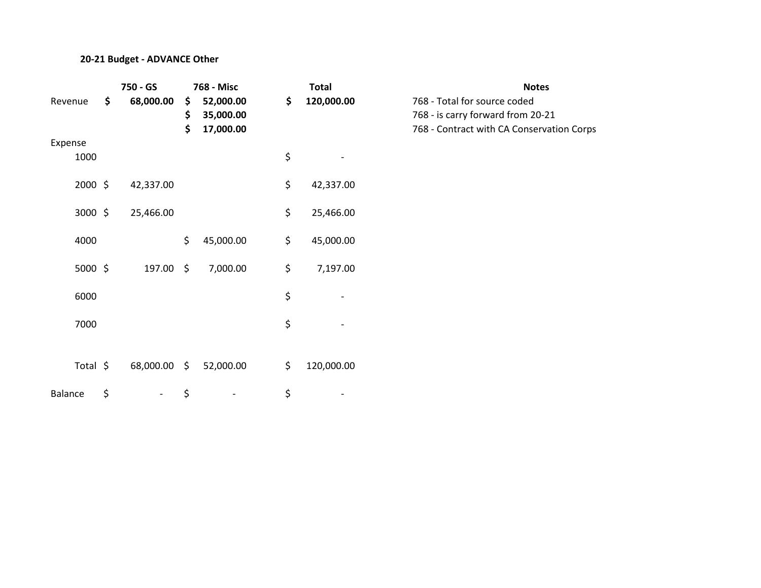**20-21 Budget - ADVANCE Other**

| | 750 - GS | 768 - Misc | Total | Notes |
|---|---|---|---|---|
| Revenue | **$ 68,000.00** | **$ 52,000.00** | **$ 120,000.00** | 768 - Total for source coded |
| | | **$ 35,000.00** | | 768 - is carry forward from 20-21 |
| | | **$ 17,000.00** | | 768 - Contract with CA Conservation Corps |
| Expense | | | | |
| 1000 | | | $ - | |
| 2000 | $ 42,337.00 | | $ 42,337.00 | |
| 3000 | $ 25,466.00 | | $ 25,466.00 | |
| 4000 | | $ 45,000.00 | $ 45,000.00 | |
| 5000 | $ 197.00 | $ 7,000.00 | $ 7,197.00 | |
| 6000 | | | $ - | |
| 7000 | | | $ - | |
| Total | $ 68,000.00 | $ 52,000.00 | $ 120,000.00 | |
| Balance | $ - | $ - | $ - | |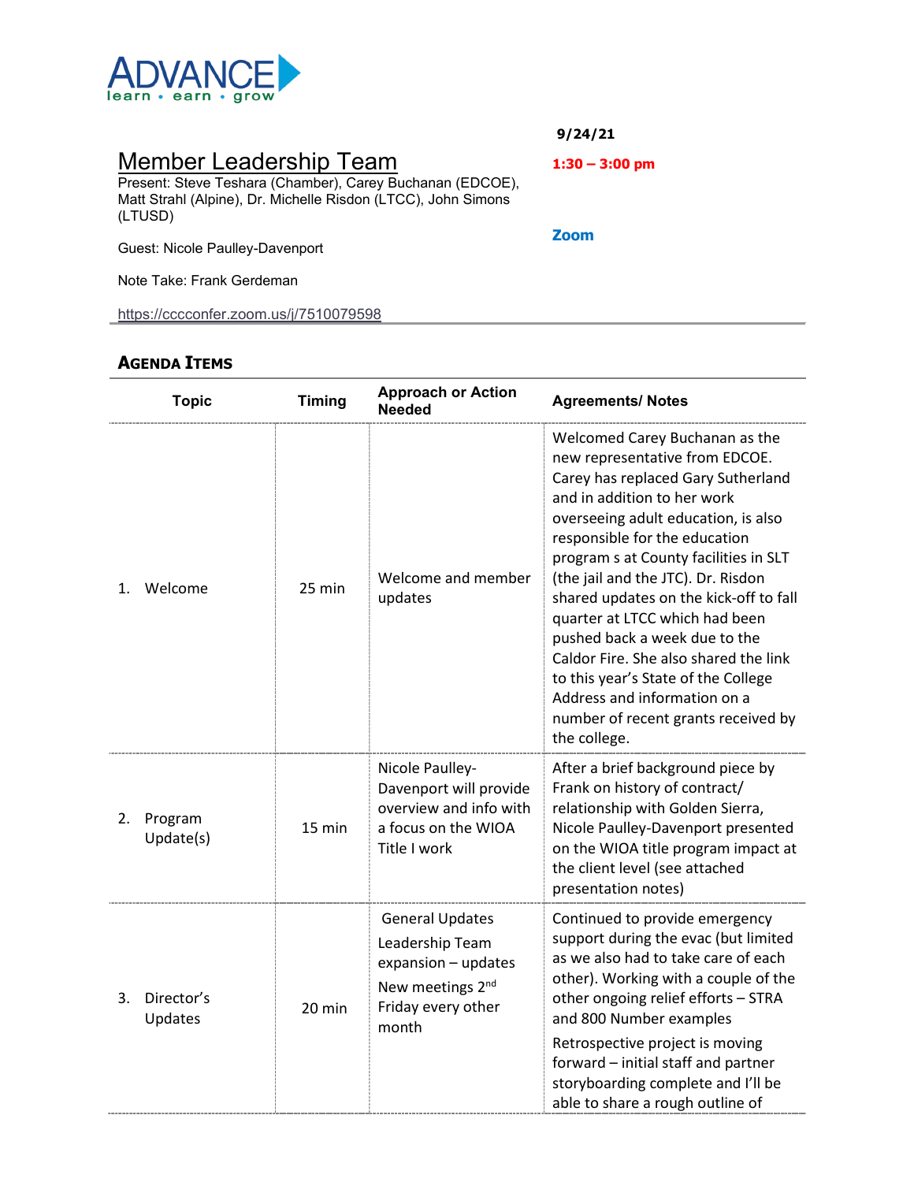ADVANCE
learn • earn • grow

# Member Leadership Team

**9/24/21**

**1:30 – 3:00 pm**

Present: Steve Teshara (Chamber), Carey Buchanan (EDCOE), Matt Strahl (Alpine), Dr. Michelle Risdon (LTCC), John Simons (LTUSD)

Guest: Nicole Paulley-Davenport

Note Take: Frank Gerdeman

**Zoom**

https://cccconfer.zoom.us/j/7510079598

## Agenda Items

| Topic | Timing | Approach or Action Needed | Agreements/ Notes |
|---|---|---|---|
| 1. Welcome | 25 min | Welcome and member updates | Welcomed Carey Buchanan as the new representative from EDCOE. Carey has replaced Gary Sutherland and in addition to her work overseeing adult education, is also responsible for the education program s at County facilities in SLT (the jail and the JTC). Dr. Risdon shared updates on the kick-off to fall quarter at LTCC which had been pushed back a week due to the Caldor Fire. She also shared the link to this year's State of the College Address and information on a number of recent grants received by the college. |
| 2. Program Update(s) | 15 min | Nicole Paulley-Davenport will provide overview and info with a focus on the WIOA Title I work | After a brief background piece by Frank on history of contract/ relationship with Golden Sierra, Nicole Paulley-Davenport presented on the WIOA title program impact at the client level (see attached presentation notes) |
| 3. Director's Updates | 20 min | General Updates<br>Leadership Team expansion – updates<br>New meetings 2nd Friday every other month | Continued to provide emergency support during the evac (but limited as we also had to take care of each other). Working with a couple of the other ongoing relief efforts – STRA and 800 Number examples<br>Retrospective project is moving forward – initial staff and partner storyboarding complete and I'll be able to share a rough outline of |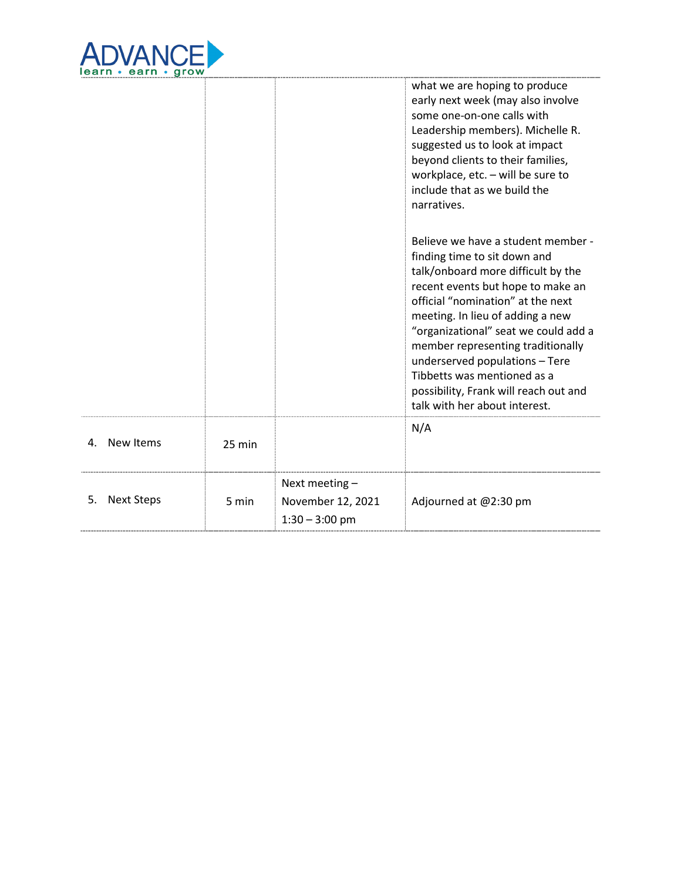| | | | |
|---|---|---|---|
| | | | what we are hoping to produce early next week (may also involve some one-on-one calls with Leadership members). Michelle R. suggested us to look at impact beyond clients to their families, workplace, etc. – will be sure to include that as we build the narratives.<br><br>Believe we have a student member - finding time to sit down and talk/onboard more difficult by the recent events but hope to make an official "nomination" at the next meeting. In lieu of adding a new "organizational" seat we could add a member representing traditionally underserved populations – Tere Tibbetts was mentioned as a possibility, Frank will reach out and talk with her about interest. |
| 4. New Items | 25 min | | N/A |
| 5. Next Steps | 5 min | Next meeting – November 12, 2021 1:30 – 3:00 pm | Adjourned at @2:30 pm |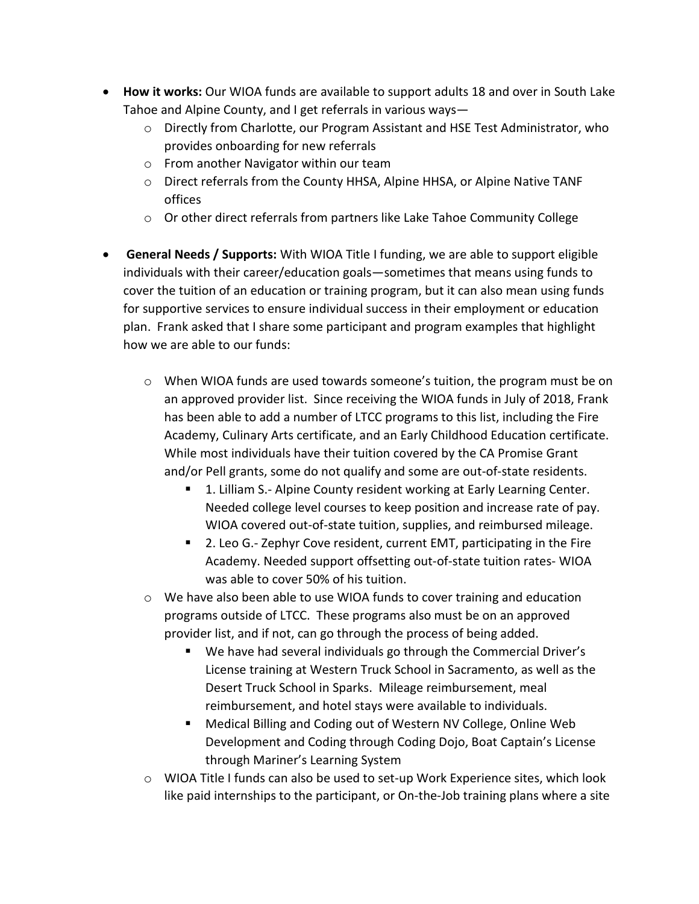- **How it works:** Our WIOA funds are available to support adults 18 and over in South Lake Tahoe and Alpine County, and I get referrals in various ways—
  - Directly from Charlotte, our Program Assistant and HSE Test Administrator, who provides onboarding for new referrals
  - From another Navigator within our team
  - Direct referrals from the County HHSA, Alpine HHSA, or Alpine Native TANF offices
  - Or other direct referrals from partners like Lake Tahoe Community College

- **General Needs / Supports:** With WIOA Title I funding, we are able to support eligible individuals with their career/education goals—sometimes that means using funds to cover the tuition of an education or training program, but it can also mean using funds for supportive services to ensure individual success in their employment or education plan. Frank asked that I share some participant and program examples that highlight how we are able to our funds:

  - When WIOA funds are used towards someone's tuition, the program must be on an approved provider list. Since receiving the WIOA funds in July of 2018, Frank has been able to add a number of LTCC programs to this list, including the Fire Academy, Culinary Arts certificate, and an Early Childhood Education certificate. While most individuals have their tuition covered by the CA Promise Grant and/or Pell grants, some do not qualify and some are out-of-state residents.
    - 1. Lilliam S.- Alpine County resident working at Early Learning Center. Needed college level courses to keep position and increase rate of pay. WIOA covered out-of-state tuition, supplies, and reimbursed mileage.
    - 2. Leo G.- Zephyr Cove resident, current EMT, participating in the Fire Academy. Needed support offsetting out-of-state tuition rates- WIOA was able to cover 50% of his tuition.
  - We have also been able to use WIOA funds to cover training and education programs outside of LTCC. These programs also must be on an approved provider list, and if not, can go through the process of being added.
    - We have had several individuals go through the Commercial Driver's License training at Western Truck School in Sacramento, as well as the Desert Truck School in Sparks. Mileage reimbursement, meal reimbursement, and hotel stays were available to individuals.
    - Medical Billing and Coding out of Western NV College, Online Web Development and Coding through Coding Dojo, Boat Captain's License through Mariner's Learning System
  - WIOA Title I funds can also be used to set-up Work Experience sites, which look like paid internships to the participant, or On-the-Job training plans where a site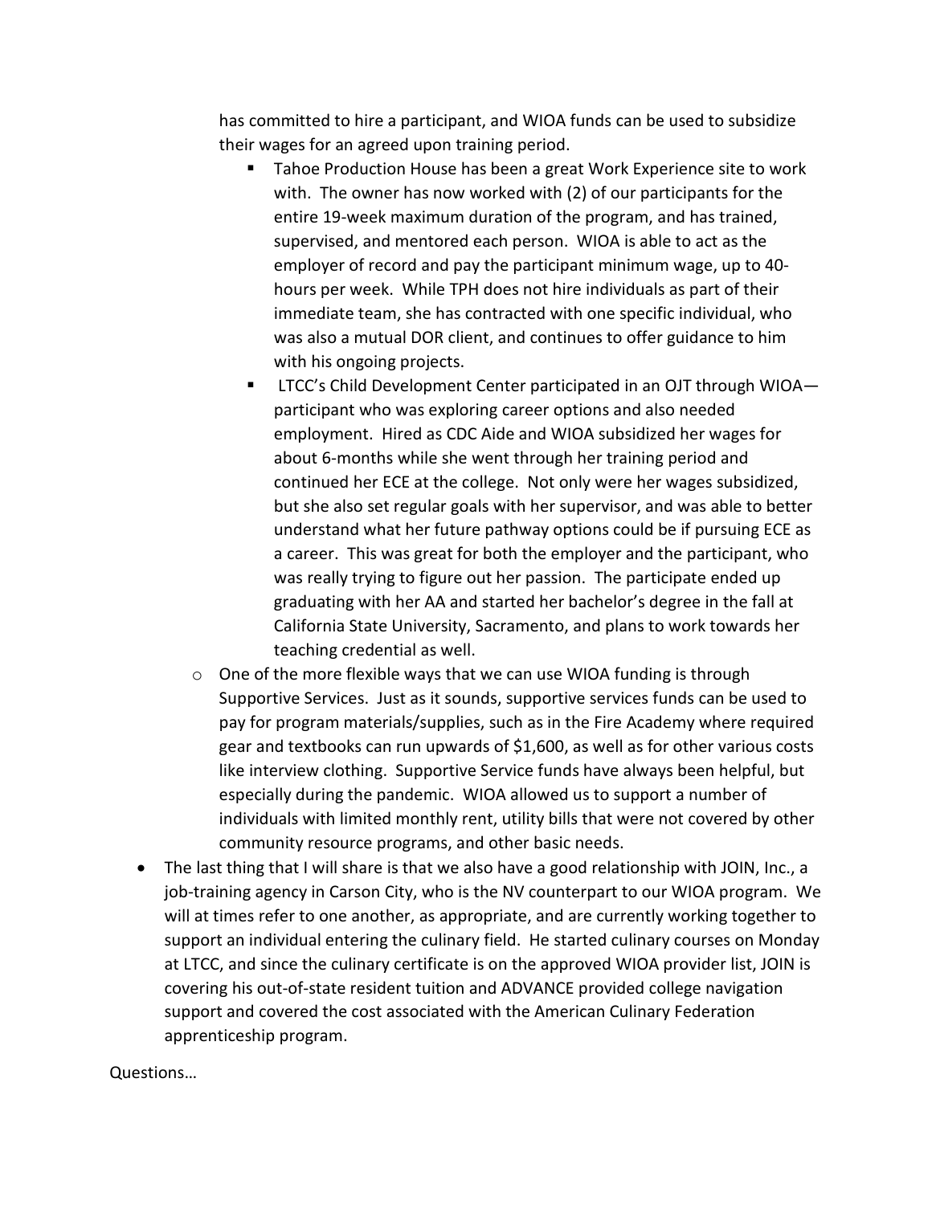has committed to hire a participant, and WIOA funds can be used to subsidize their wages for an agreed upon training period.

    - Tahoe Production House has been a great Work Experience site to work with. The owner has now worked with (2) of our participants for the entire 19-week maximum duration of the program, and has trained, supervised, and mentored each person. WIOA is able to act as the employer of record and pay the participant minimum wage, up to 40-hours per week. While TPH does not hire individuals as part of their immediate team, she has contracted with one specific individual, who was also a mutual DOR client, and continues to offer guidance to him with his ongoing projects.
    - LTCC's Child Development Center participated in an OJT through WIOA—participant who was exploring career options and also needed employment. Hired as CDC Aide and WIOA subsidized her wages for about 6-months while she went through her training period and continued her ECE at the college. Not only were her wages subsidized, but she also set regular goals with her supervisor, and was able to better understand what her future pathway options could be if pursuing ECE as a career. This was great for both the employer and the participant, who was really trying to figure out her passion. The participate ended up graduating with her AA and started her bachelor's degree in the fall at California State University, Sacramento, and plans to work towards her teaching credential as well.

  - One of the more flexible ways that we can use WIOA funding is through Supportive Services. Just as it sounds, supportive services funds can be used to pay for program materials/supplies, such as in the Fire Academy where required gear and textbooks can run upwards of $1,600, as well as for other various costs like interview clothing. Supportive Service funds have always been helpful, but especially during the pandemic. WIOA allowed us to support a number of individuals with limited monthly rent, utility bills that were not covered by other community resource programs, and other basic needs.

- The last thing that I will share is that we also have a good relationship with JOIN, Inc., a job-training agency in Carson City, who is the NV counterpart to our WIOA program. We will at times refer to one another, as appropriate, and are currently working together to support an individual entering the culinary field. He started culinary courses on Monday at LTCC, and since the culinary certificate is on the approved WIOA provider list, JOIN is covering his out-of-state resident tuition and ADVANCE provided college navigation support and covered the cost associated with the American Culinary Federation apprenticeship program.

Questions…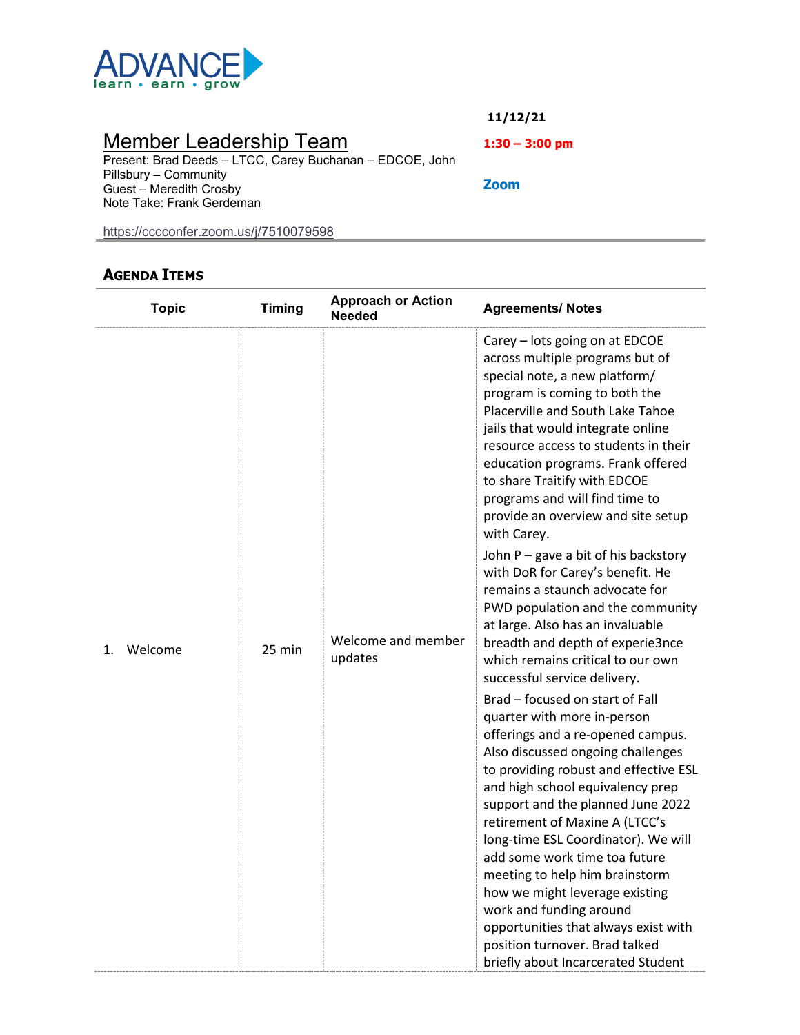ADVANCE
learn • earn • grow

# Member Leadership Team

11/12/21

1:30 – 3:00 pm

Zoom

Present: Brad Deeds – LTCC, Carey Buchanan – EDCOE, John Pillsbury – Community
Guest – Meredith Crosby
Note Take: Frank Gerdeman

https://cccconfer.zoom.us/j/7510079598

## AGENDA ITEMS

| Topic | Timing | Approach or Action Needed | Agreements/ Notes |
|---|---|---|---|
| 1. Welcome | 25 min | Welcome and member updates | Carey – lots going on at EDCOE across multiple programs but of special note, a new platform/ program is coming to both the Placerville and South Lake Tahoe jails that would integrate online resource access to students in their education programs. Frank offered to share Traitify with EDCOE programs and will find time to provide an overview and site setup with Carey.<br><br>John P – gave a bit of his backstory with DoR for Carey's benefit. He remains a staunch advocate for PWD population and the community at large. Also has an invaluable breadth and depth of experie3nce which remains critical to our own successful service delivery.<br><br>Brad – focused on start of Fall quarter with more in-person offerings and a re-opened campus. Also discussed ongoing challenges to providing robust and effective ESL and high school equivalency prep support and the planned June 2022 retirement of Maxine A (LTCC's long-time ESL Coordinator). We will add some work time toa future meeting to help him brainstorm how we might leverage existing work and funding around opportunities that always exist with position turnover. Brad talked briefly about Incarcerated Student |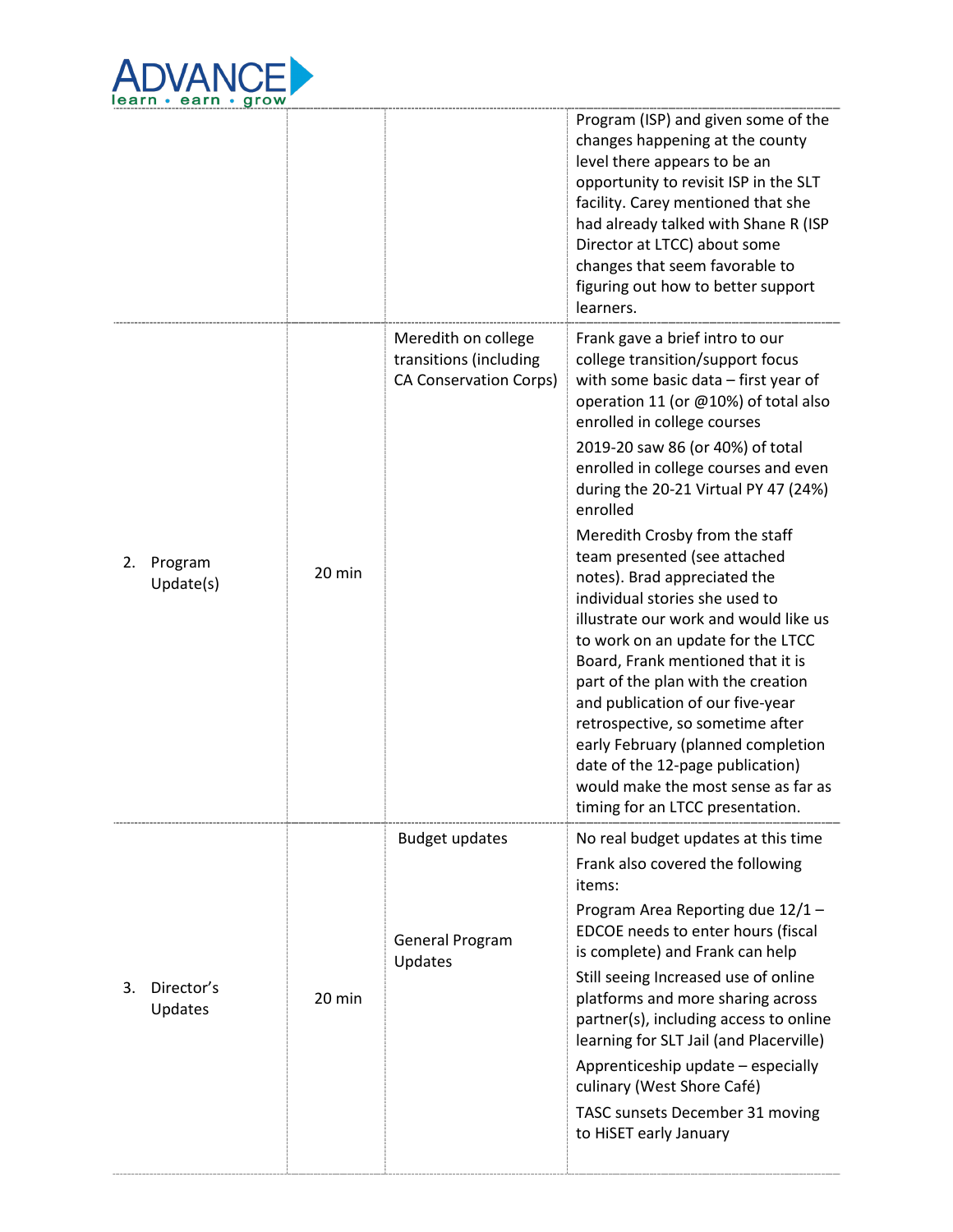| | | | |
|---|---|---|---|
| | | | Program (ISP) and given some of the changes happening at the county level there appears to be an opportunity to revisit ISP in the SLT facility. Carey mentioned that she had already talked with Shane R (ISP Director at LTCC) about some changes that seem favorable to figuring out how to better support learners. |
| 2. Program Update(s) | 20 min | Meredith on college transitions (including CA Conservation Corps) | Frank gave a brief intro to our college transition/support focus with some basic data – first year of operation 11 (or @10%) of total also enrolled in college courses<br><br>2019-20 saw 86 (or 40%) of total enrolled in college courses and even during the 20-21 Virtual PY 47 (24%) enrolled<br><br>Meredith Crosby from the staff team presented (see attached notes). Brad appreciated the individual stories she used to illustrate our work and would like us to work on an update for the LTCC Board, Frank mentioned that it is part of the plan with the creation and publication of our five-year retrospective, so sometime after early February (planned completion date of the 12-page publication) would make the most sense as far as timing for an LTCC presentation. |
| 3. Director's Updates | 20 min | Budget updates<br><br>General Program Updates | No real budget updates at this time<br><br>Frank also covered the following items:<br><br>Program Area Reporting due 12/1 – EDCOE needs to enter hours (fiscal is complete) and Frank can help<br><br>Still seeing Increased use of online platforms and more sharing across partner(s), including access to online learning for SLT Jail (and Placerville)<br><br>Apprenticeship update – especially culinary (West Shore Café)<br><br>TASC sunsets December 31 moving to HiSET early January |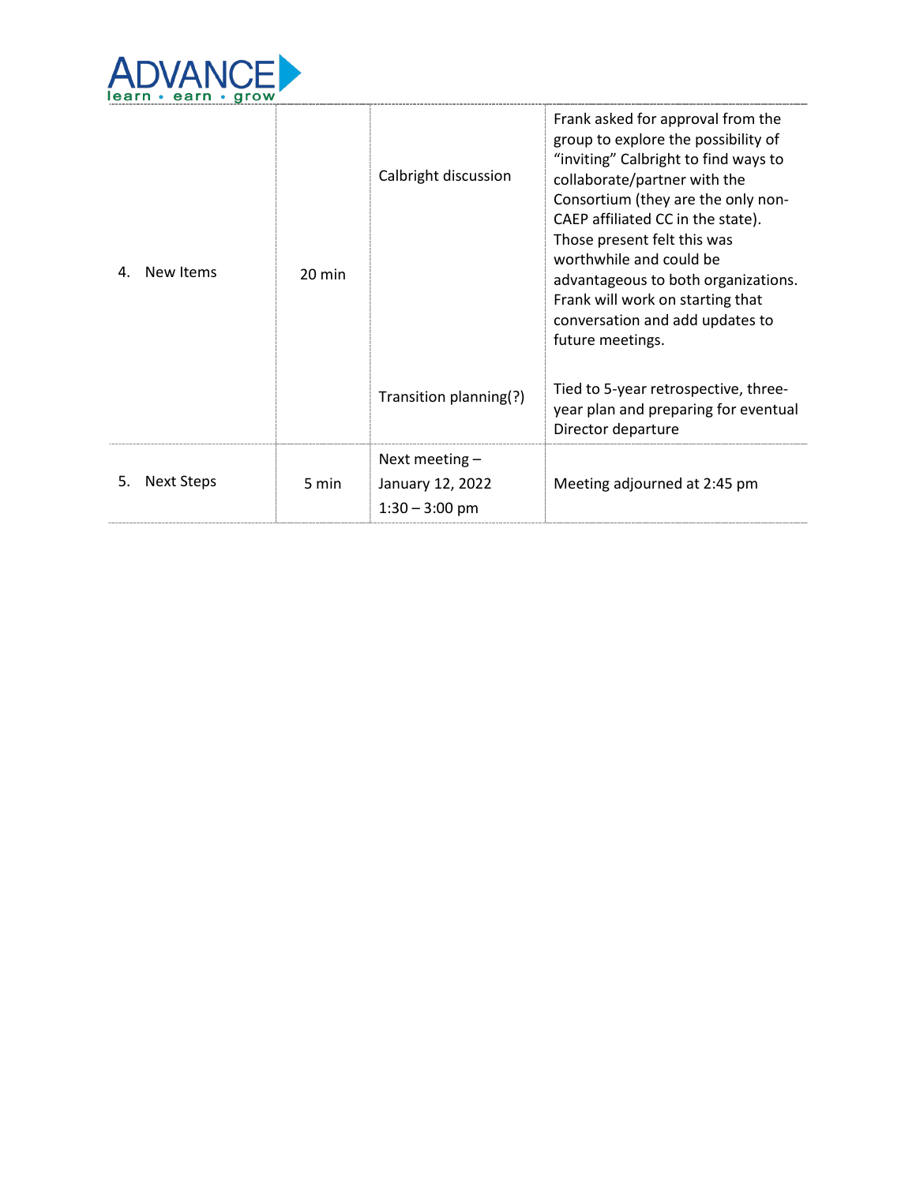| | | | |
|---|---|---|---|
| 4. New Items | 20 min | Calbright discussion | Frank asked for approval from the group to explore the possibility of "inviting" Calbright to find ways to collaborate/partner with the Consortium (they are the only non-CAEP affiliated CC in the state). Those present felt this was worthwhile and could be advantageous to both organizations. Frank will work on starting that conversation and add updates to future meetings. |
| | | Transition planning(?) | Tied to 5-year retrospective, three-year plan and preparing for eventual Director departure |
| 5. Next Steps | 5 min | Next meeting – January 12, 2022 1:30 – 3:00 pm | Meeting adjourned at 2:45 pm |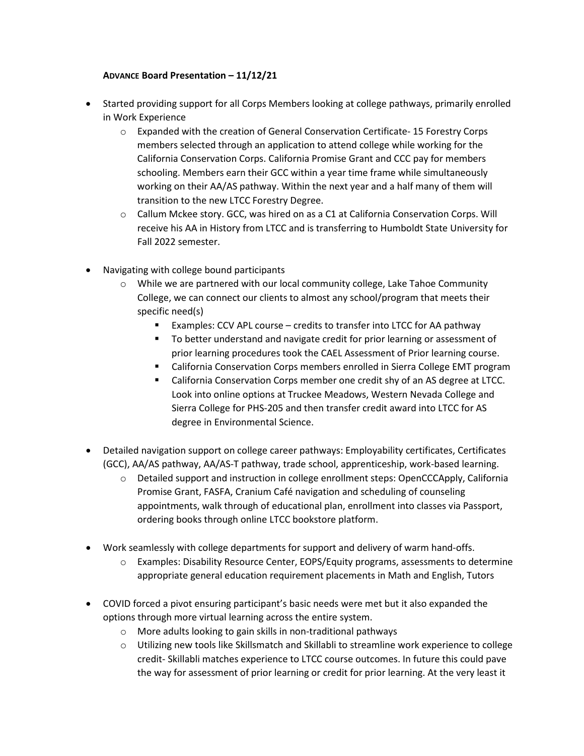**ADVANCE Board Presentation – 11/12/21**

- Started providing support for all Corps Members looking at college pathways, primarily enrolled in Work Experience
  - Expanded with the creation of General Conservation Certificate- 15 Forestry Corps members selected through an application to attend college while working for the California Conservation Corps. California Promise Grant and CCC pay for members schooling. Members earn their GCC within a year time frame while simultaneously working on their AA/AS pathway. Within the next year and a half many of them will transition to the new LTCC Forestry Degree.
  - Callum Mckee story. GCC, was hired on as a C1 at California Conservation Corps. Will receive his AA in History from LTCC and is transferring to Humboldt State University for Fall 2022 semester.

- Navigating with college bound participants
  - While we are partnered with our local community college, Lake Tahoe Community College, we can connect our clients to almost any school/program that meets their specific need(s)
    - Examples: CCV APL course – credits to transfer into LTCC for AA pathway
    - To better understand and navigate credit for prior learning or assessment of prior learning procedures took the CAEL Assessment of Prior learning course.
    - California Conservation Corps members enrolled in Sierra College EMT program
    - California Conservation Corps member one credit shy of an AS degree at LTCC. Look into online options at Truckee Meadows, Western Nevada College and Sierra College for PHS-205 and then transfer credit award into LTCC for AS degree in Environmental Science.

- Detailed navigation support on college career pathways: Employability certificates, Certificates (GCC), AA/AS pathway, AA/AS-T pathway, trade school, apprenticeship, work-based learning.
  - Detailed support and instruction in college enrollment steps: OpenCCCApply, California Promise Grant, FASFA, Cranium Café navigation and scheduling of counseling appointments, walk through of educational plan, enrollment into classes via Passport, ordering books through online LTCC bookstore platform.

- Work seamlessly with college departments for support and delivery of warm hand-offs.
  - Examples: Disability Resource Center, EOPS/Equity programs, assessments to determine appropriate general education requirement placements in Math and English, Tutors

- COVID forced a pivot ensuring participant's basic needs were met but it also expanded the options through more virtual learning across the entire system.
  - More adults looking to gain skills in non-traditional pathways
  - Utilizing new tools like Skillsmatch and Skillabli to streamline work experience to college credit- Skillabli matches experience to LTCC course outcomes. In future this could pave the way for assessment of prior learning or credit for prior learning. At the very least it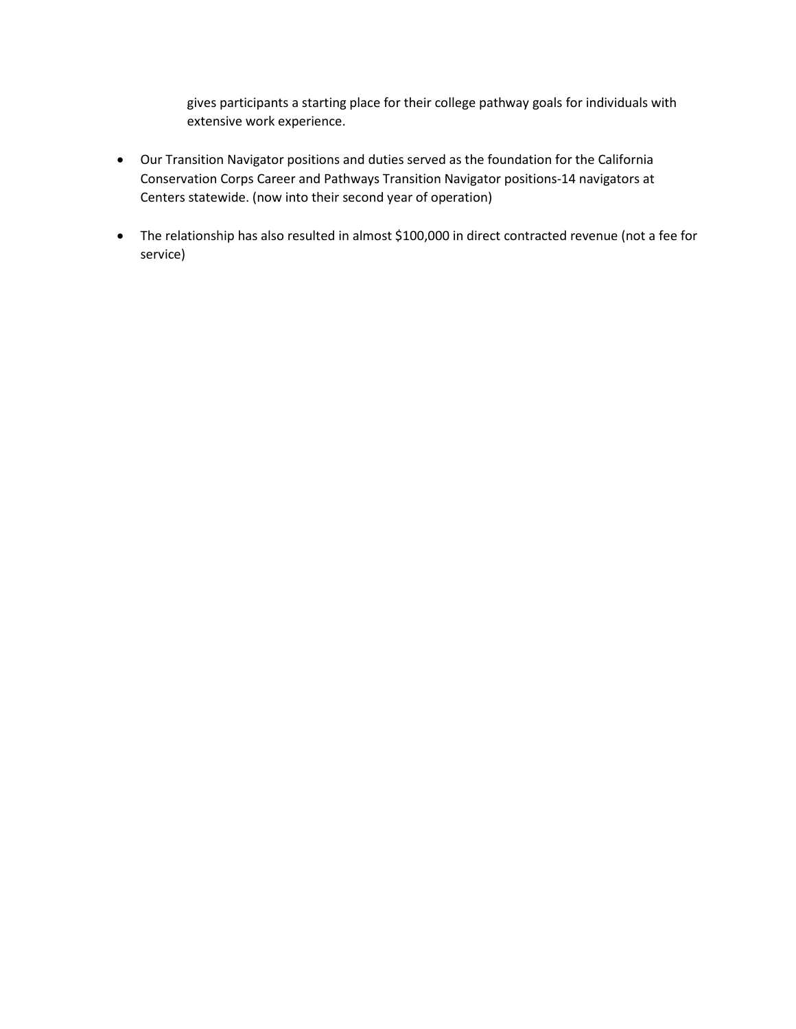gives participants a starting place for their college pathway goals for individuals with extensive work experience.

- Our Transition Navigator positions and duties served as the foundation for the California Conservation Corps Career and Pathways Transition Navigator positions-14 navigators at Centers statewide. (now into their second year of operation)

- The relationship has also resulted in almost $100,000 in direct contracted revenue (not a fee for service)